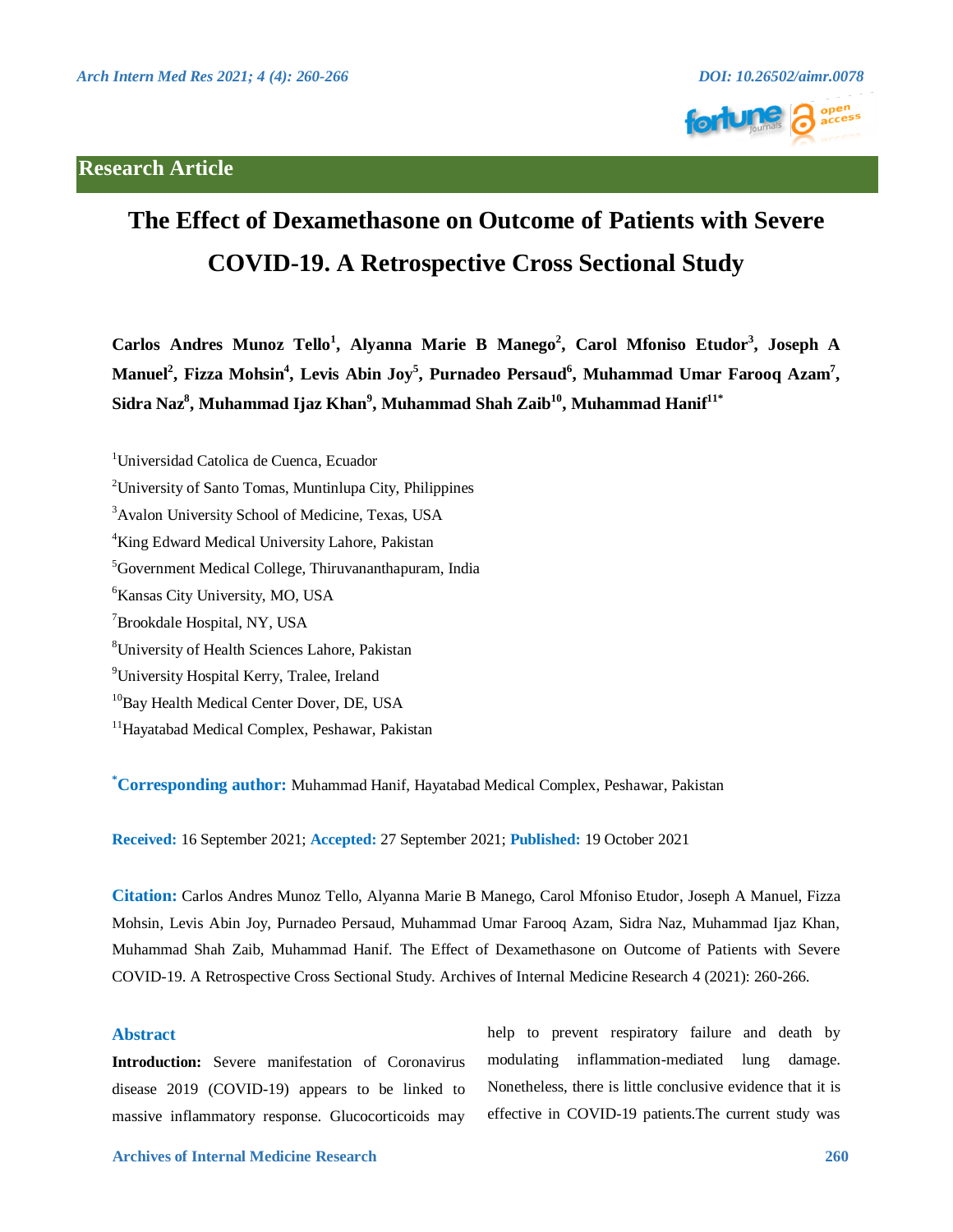Research Article

# The Effect of Dexamethasone on Outcome of Patients with Severe COVID-19. A Retrospective Cross Sectional Study

**Carlos Andres Munoz Tello[1], Alyanna Marie B Manego[2], Carol Mfoniso Etudor[3], Joseph A Manuel[2], Fizza Mohsin[4], Levis Abin Joy[5], Purnadeo Persaud[6], Muhammad Umar Farooq Azam[7], Sidra Naz[8], Muhammad Ijaz Khan[9], Muhammad Shah Zaib[10], Muhammad Hanif[11*]**

[1]Universidad Catolica de Cuenca, Ecuador

[2]University of Santo Tomas, Muntinlupa City, Philippines

[3]Avalon University School of Medicine, Texas, USA

[4]King Edward Medical University Lahore, Pakistan

[5]Government Medical College, Thiruvananthapuram, India

[6]Kansas City University, MO, USA

[7]Brookdale Hospital, NY, USA

[8]University of Health Sciences Lahore, Pakistan

[9]University Hospital Kerry, Tralee, Ireland

[10]Bay Health Medical Center Dover, DE, USA

[11]Hayatabad Medical Complex, Peshawar, Pakistan

**[*]Corresponding author:** Muhammad Hanif, Hayatabad Medical Complex, Peshawar, Pakistan

**Received:** 16 September 2021; **Accepted:** 27 September 2021; **Published:** 19 October 2021

**Citation:** Carlos Andres Munoz Tello, Alyanna Marie B Manego, Carol Mfoniso Etudor, Joseph A Manuel, Fizza Mohsin, Levis Abin Joy, Purnadeo Persaud, Muhammad Umar Farooq Azam, Sidra Naz, Muhammad Ijaz Khan, Muhammad Shah Zaib, Muhammad Hanif. The Effect of Dexamethasone on Outcome of Patients with Severe COVID-19. A Retrospective Cross Sectional Study. Archives of Internal Medicine Research 4 (2021): 260-266.

## Abstract

**Introduction:** Severe manifestation of Coronavirus disease 2019 (COVID-19) appears to be linked to massive inflammatory response. Glucocorticoids may help to prevent respiratory failure and death by modulating inflammation-mediated lung damage. Nonetheless, there is little conclusive evidence that it is effective in COVID-19 patients.The current study was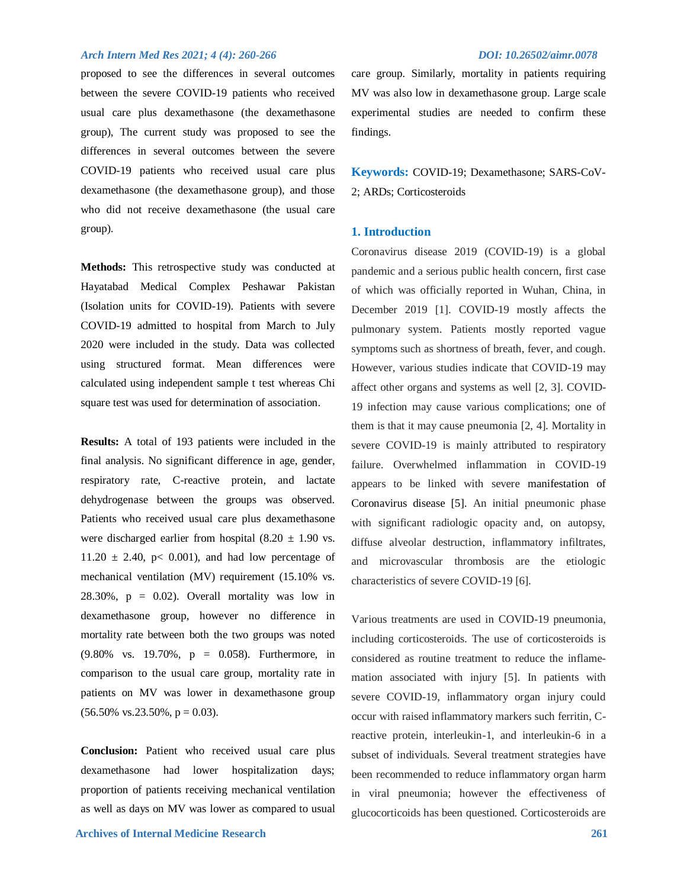proposed to see the differences in several outcomes between the severe COVID-19 patients who received usual care plus dexamethasone (the dexamethasone group), The current study was proposed to see the differences in several outcomes between the severe COVID-19 patients who received usual care plus dexamethasone (the dexamethasone group), and those who did not receive dexamethasone (the usual care group).

**Methods:** This retrospective study was conducted at Hayatabad Medical Complex Peshawar Pakistan (Isolation units for COVID-19). Patients with severe COVID-19 admitted to hospital from March to July 2020 were included in the study. Data was collected using structured format. Mean differences were calculated using independent sample t test whereas Chi square test was used for determination of association.

**Results:** A total of 193 patients were included in the final analysis. No significant difference in age, gender, respiratory rate, C-reactive protein, and lactate dehydrogenase between the groups was observed. Patients who received usual care plus dexamethasone were discharged earlier from hospital (8.20 ± 1.90 vs. 11.20 ± 2.40, p< 0.001), and had low percentage of mechanical ventilation (MV) requirement (15.10% vs. 28.30%, p = 0.02). Overall mortality was low in dexamethasone group, however no difference in mortality rate between both the two groups was noted (9.80% vs. 19.70%, p = 0.058). Furthermore, in comparison to the usual care group, mortality rate in patients on MV was lower in dexamethasone group (56.50% vs.23.50%, p = 0.03).

**Conclusion:** Patient who received usual care plus dexamethasone had lower hospitalization days; proportion of patients receiving mechanical ventilation as well as days on MV was lower as compared to usual care group. Similarly, mortality in patients requiring MV was also low in dexamethasone group. Large scale experimental studies are needed to confirm these findings.

**Keywords:** COVID-19; Dexamethasone; SARS-CoV-2; ARDs; Corticosteroids

## 1. Introduction

Coronavirus disease 2019 (COVID-19) is a global pandemic and a serious public health concern, first case of which was officially reported in Wuhan, China, in December 2019 [1]. COVID-19 mostly affects the pulmonary system. Patients mostly reported vague symptoms such as shortness of breath, fever, and cough. However, various studies indicate that COVID-19 may affect other organs and systems as well [2, 3]. COVID-19 infection may cause various complications; one of them is that it may cause pneumonia [2, 4]. Mortality in severe COVID-19 is mainly attributed to respiratory failure. Overwhelmed inflammation in COVID-19 appears to be linked with severe manifestation of Coronavirus disease [5]. An initial pneumonic phase with significant radiologic opacity and, on autopsy, diffuse alveolar destruction, inflammatory infiltrates, and microvascular thrombosis are the etiologic characteristics of severe COVID-19 [6].

Various treatments are used in COVID-19 pneumonia, including corticosteroids. The use of corticosteroids is considered as routine treatment to reduce the inflame-mation associated with injury [5]. In patients with severe COVID-19, inflammatory organ injury could occur with raised inflammatory markers such ferritin, C-reactive protein, interleukin-1, and interleukin-6 in a subset of individuals. Several treatment strategies have been recommended to reduce inflammatory organ harm in viral pneumonia; however the effectiveness of glucocorticoids has been questioned. Corticosteroids are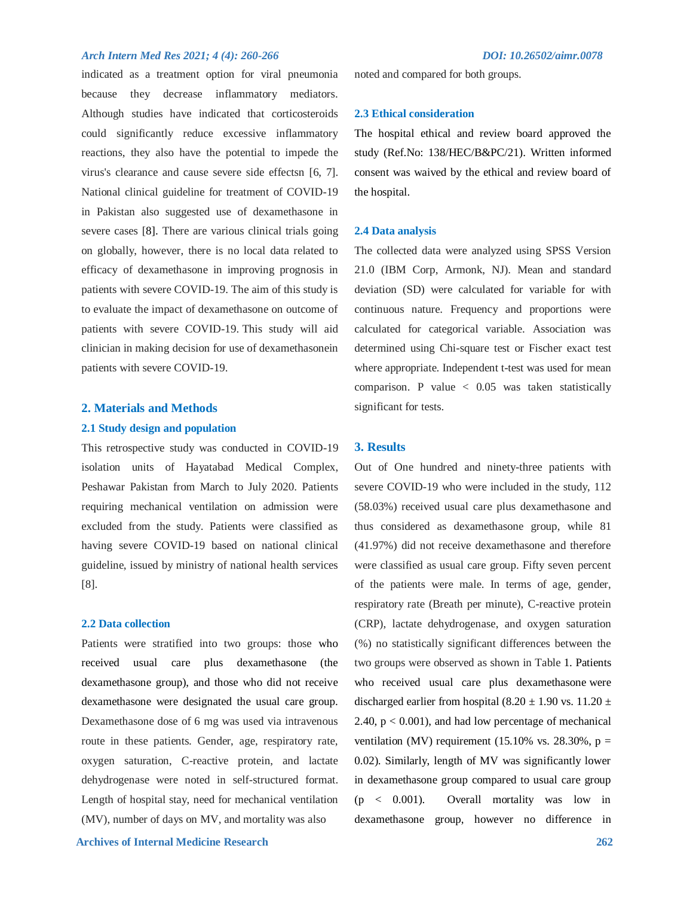indicated as a treatment option for viral pneumonia because they decrease inflammatory mediators. Although studies have indicated that corticosteroids could significantly reduce excessive inflammatory reactions, they also have the potential to impede the virus's clearance and cause severe side effectsn [6, 7]. National clinical guideline for treatment of COVID-19 in Pakistan also suggested use of dexamethasone in severe cases [8]. There are various clinical trials going on globally, however, there is no local data related to efficacy of dexamethasone in improving prognosis in patients with severe COVID-19. The aim of this study is to evaluate the impact of dexamethasone on outcome of patients with severe COVID-19. This study will aid clinician in making decision for use of dexamethasonein patients with severe COVID-19.

## 2. Materials and Methods

### 2.1 Study design and population

This retrospective study was conducted in COVID-19 isolation units of Hayatabad Medical Complex, Peshawar Pakistan from March to July 2020. Patients requiring mechanical ventilation on admission were excluded from the study. Patients were classified as having severe COVID-19 based on national clinical guideline, issued by ministry of national health services [8].

### 2.2 Data collection

Patients were stratified into two groups: those who received usual care plus dexamethasone (the dexamethasone group), and those who did not receive dexamethasone were designated the usual care group. Dexamethasone dose of 6 mg was used via intravenous route in these patients. Gender, age, respiratory rate, oxygen saturation, C-reactive protein, and lactate dehydrogenase were noted in self-structured format. Length of hospital stay, need for mechanical ventilation (MV), number of days on MV, and mortality was also noted and compared for both groups.

### 2.3 Ethical consideration

The hospital ethical and review board approved the study (Ref.No: 138/HEC/B&PC/21). Written informed consent was waived by the ethical and review board of the hospital.

### 2.4 Data analysis

The collected data were analyzed using SPSS Version 21.0 (IBM Corp, Armonk, NJ). Mean and standard deviation (SD) were calculated for variable for with continuous nature. Frequency and proportions were calculated for categorical variable. Association was determined using Chi-square test or Fischer exact test where appropriate. Independent t-test was used for mean comparison. P value < 0.05 was taken statistically significant for tests.

## 3. Results

Out of One hundred and ninety-three patients with severe COVID-19 who were included in the study, 112 (58.03%) received usual care plus dexamethasone and thus considered as dexamethasone group, while 81 (41.97%) did not receive dexamethasone and therefore were classified as usual care group. Fifty seven percent of the patients were male. In terms of age, gender, respiratory rate (Breath per minute), C-reactive protein (CRP), lactate dehydrogenase, and oxygen saturation (%) no statistically significant differences between the two groups were observed as shown in Table 1. Patients who received usual care plus dexamethasone were discharged earlier from hospital ($8.20 \pm 1.90$ vs. $11.20 \pm 2.40$, $p < 0.001$), and had low percentage of mechanical ventilation (MV) requirement (15.10% vs. 28.30%, $p = 0.02$). Similarly, length of MV was significantly lower in dexamethasone group compared to usual care group ($p < 0.001$). Overall mortality was low in dexamethasone group, however no difference in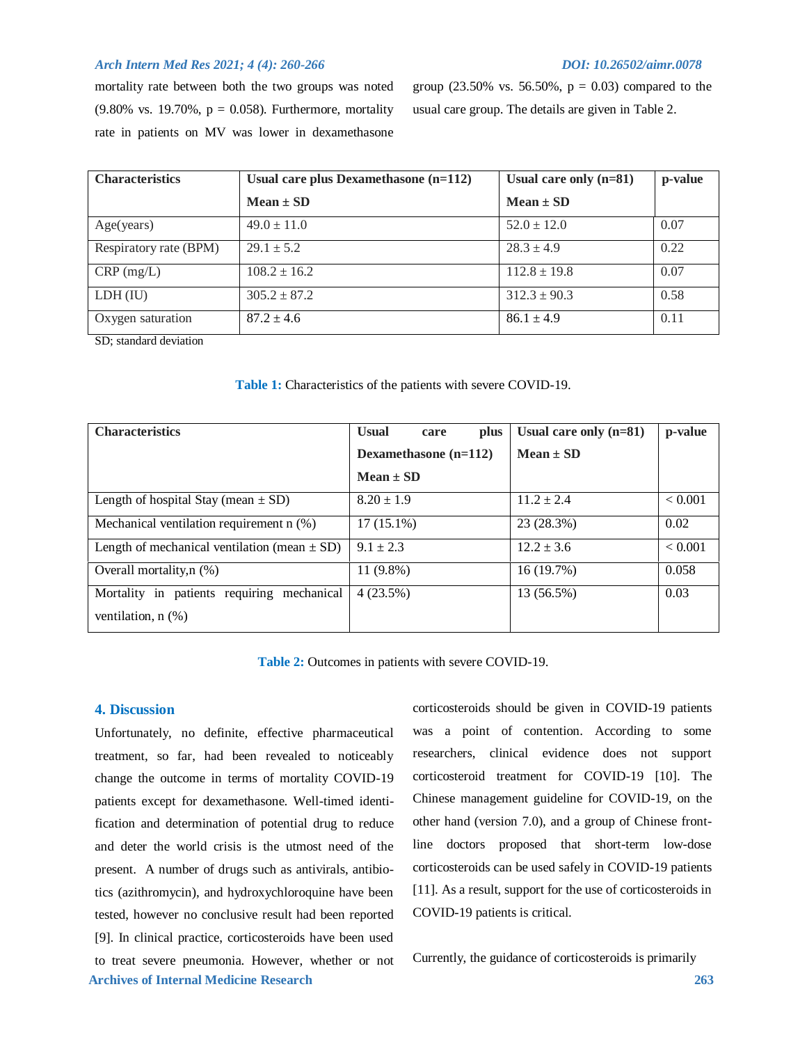mortality rate between both the two groups was noted (9.80% vs. 19.70%, p = 0.058). Furthermore, mortality rate in patients on MV was lower in dexamethasone group (23.50% vs. 56.50%, p = 0.03) compared to the usual care group. The details are given in Table 2.

| Characteristics | Usual care plus Dexamethasone (n=112) Mean ± SD | Usual care only (n=81) Mean ± SD | p-value |
|---|---|---|---|
| Age(years) | 49.0 ± 11.0 | 52.0 ± 12.0 | 0.07 |
| Respiratory rate (BPM) | 29.1 ± 5.2 | 28.3 ± 4.9 | 0.22 |
| CRP (mg/L) | 108.2 ± 16.2 | 112.8 ± 19.8 | 0.07 |
| LDH (IU) | 305.2 ± 87.2 | 312.3 ± 90.3 | 0.58 |
| Oxygen saturation | 87.2 ± 4.6 | 86.1 ± 4.9 | 0.11 |

SD; standard deviation

**Table 1:** Characteristics of the patients with severe COVID-19.

| Characteristics | Usual care plus Dexamethasone (n=112) Mean ± SD | Usual care only (n=81) Mean ± SD | p-value |
|---|---|---|---|
| Length of hospital Stay (mean ± SD) | 8.20 ± 1.9 | 11.2 ± 2.4 | < 0.001 |
| Mechanical ventilation requirement n (%) | 17 (15.1%) | 23 (28.3%) | 0.02 |
| Length of mechanical ventilation (mean ± SD) | 9.1 ± 2.3 | 12.2 ± 3.6 | < 0.001 |
| Overall mortality,n (%) | 11 (9.8%) | 16 (19.7%) | 0.058 |
| Mortality in patients requiring mechanical ventilation, n (%) | 4 (23.5%) | 13 (56.5%) | 0.03 |

**Table 2:** Outcomes in patients with severe COVID-19.

## 4. Discussion

Unfortunately, no definite, effective pharmaceutical treatment, so far, had been revealed to noticeably change the outcome in terms of mortality COVID-19 patients except for dexamethasone. Well-timed identification and determination of potential drug to reduce and deter the world crisis is the utmost need of the present. A number of drugs such as antivirals, antibiotics (azithromycin), and hydroxychloroquine have been tested, however no conclusive result had been reported [9]. In clinical practice, corticosteroids have been used to treat severe pneumonia. However, whether or not corticosteroids should be given in COVID-19 patients was a point of contention. According to some researchers, clinical evidence does not support corticosteroid treatment for COVID-19 [10]. The Chinese management guideline for COVID-19, on the other hand (version 7.0), and a group of Chinese front-line doctors proposed that short-term low-dose corticosteroids can be used safely in COVID-19 patients [11]. As a result, support for the use of corticosteroids in COVID-19 patients is critical.

Currently, the guidance of corticosteroids is primarily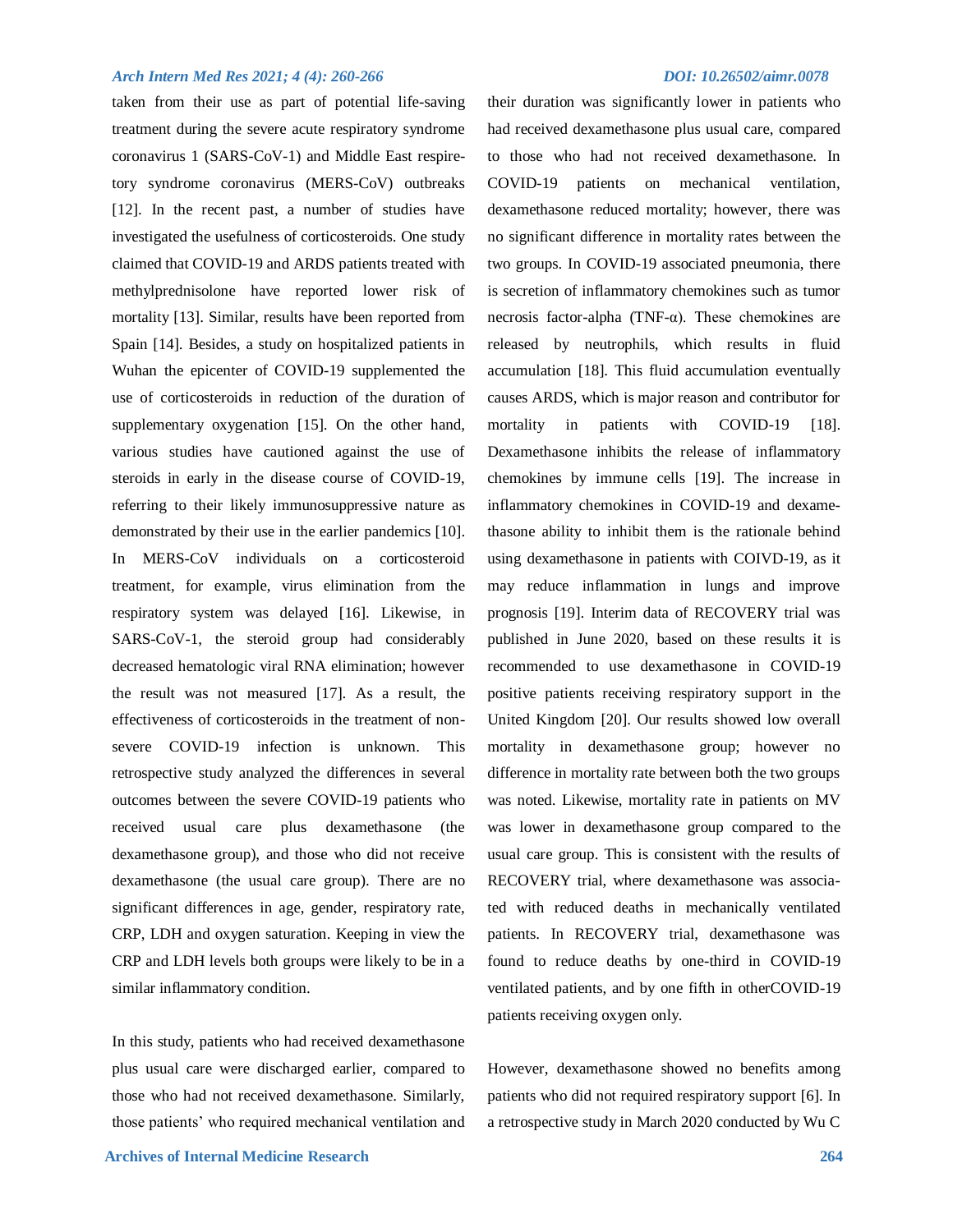taken from their use as part of potential life-saving treatment during the severe acute respiratory syndrome coronavirus 1 (SARS-CoV-1) and Middle East respiretory syndrome coronavirus (MERS-CoV) outbreaks [12]. In the recent past, a number of studies have investigated the usefulness of corticosteroids. One study claimed that COVID-19 and ARDS patients treated with methylprednisolone have reported lower risk of mortality [13]. Similar, results have been reported from Spain [14]. Besides, a study on hospitalized patients in Wuhan the epicenter of COVID-19 supplemented the use of corticosteroids in reduction of the duration of supplementary oxygenation [15]. On the other hand, various studies have cautioned against the use of steroids in early in the disease course of COVID-19, referring to their likely immunosuppressive nature as demonstrated by their use in the earlier pandemics [10]. In MERS-CoV individuals on a corticosteroid treatment, for example, virus elimination from the respiratory system was delayed [16]. Likewise, in SARS-CoV-1, the steroid group had considerably decreased hematologic viral RNA elimination; however the result was not measured [17]. As a result, the effectiveness of corticosteroids in the treatment of non-severe COVID-19 infection is unknown. This retrospective study analyzed the differences in several outcomes between the severe COVID-19 patients who received usual care plus dexamethasone (the dexamethasone group), and those who did not receive dexamethasone (the usual care group). There are no significant differences in age, gender, respiratory rate, CRP, LDH and oxygen saturation. Keeping in view the CRP and LDH levels both groups were likely to be in a similar inflammatory condition.

In this study, patients who had received dexamethasone plus usual care were discharged earlier, compared to those who had not received dexamethasone. Similarly, those patients' who required mechanical ventilation and their duration was significantly lower in patients who had received dexamethasone plus usual care, compared to those who had not received dexamethasone. In COVID-19 patients on mechanical ventilation, dexamethasone reduced mortality; however, there was no significant difference in mortality rates between the two groups. In COVID-19 associated pneumonia, there is secretion of inflammatory chemokines such as tumor necrosis factor-alpha (TNF-α). These chemokines are released by neutrophils, which results in fluid accumulation [18]. This fluid accumulation eventually causes ARDS, which is major reason and contributor for mortality in patients with COVID-19 [18]. Dexamethasone inhibits the release of inflammatory chemokines by immune cells [19]. The increase in inflammatory chemokines in COVID-19 and dexamethasone ability to inhibit them is the rationale behind using dexamethasone in patients with COIVD-19, as it may reduce inflammation in lungs and improve prognosis [19]. Interim data of RECOVERY trial was published in June 2020, based on these results it is recommended to use dexamethasone in COVID-19 positive patients receiving respiratory support in the United Kingdom [20]. Our results showed low overall mortality in dexamethasone group; however no difference in mortality rate between both the two groups was noted. Likewise, mortality rate in patients on MV was lower in dexamethasone group compared to the usual care group. This is consistent with the results of RECOVERY trial, where dexamethasone was associated with reduced deaths in mechanically ventilated patients. In RECOVERY trial, dexamethasone was found to reduce deaths by one-third in COVID-19 ventilated patients, and by one fifth in otherCOVID-19 patients receiving oxygen only.

However, dexamethasone showed no benefits among patients who did not required respiratory support [6]. In a retrospective study in March 2020 conducted by Wu C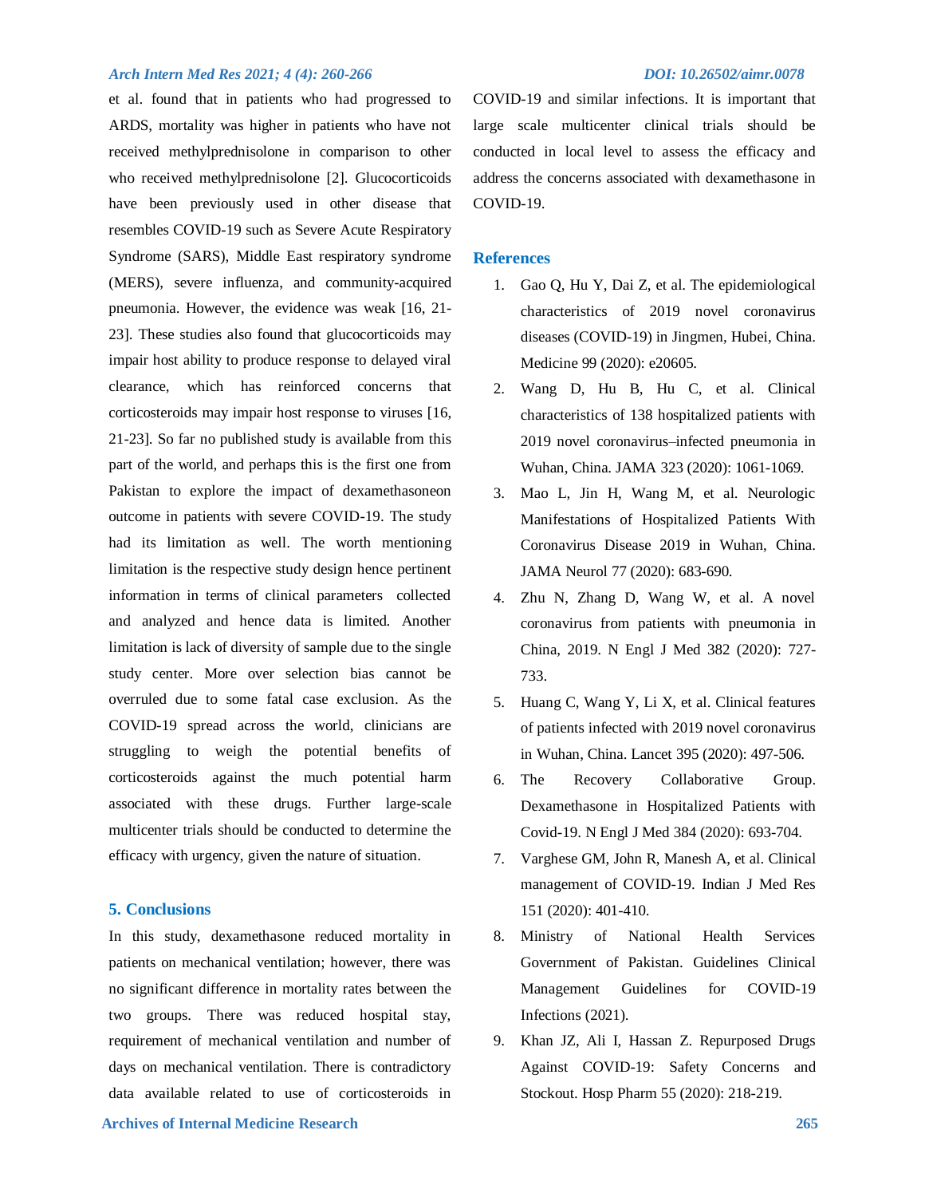et al. found that in patients who had progressed to ARDS, mortality was higher in patients who have not received methylprednisolone in comparison to other who received methylprednisolone [2]. Glucocorticoids have been previously used in other disease that resembles COVID-19 such as Severe Acute Respiratory Syndrome (SARS), Middle East respiratory syndrome (MERS), severe influenza, and community-acquired pneumonia. However, the evidence was weak [16, 21-23]. These studies also found that glucocorticoids may impair host ability to produce response to delayed viral clearance, which has reinforced concerns that corticosteroids may impair host response to viruses [16, 21-23]. So far no published study is available from this part of the world, and perhaps this is the first one from Pakistan to explore the impact of dexamethasoneon outcome in patients with severe COVID-19. The study had its limitation as well. The worth mentioning limitation is the respective study design hence pertinent information in terms of clinical parameters collected and analyzed and hence data is limited. Another limitation is lack of diversity of sample due to the single study center. More over selection bias cannot be overruled due to some fatal case exclusion. As the COVID-19 spread across the world, clinicians are struggling to weigh the potential benefits of corticosteroids against the much potential harm associated with these drugs. Further large-scale multicenter trials should be conducted to determine the efficacy with urgency, given the nature of situation.

## 5. Conclusions

In this study, dexamethasone reduced mortality in patients on mechanical ventilation; however, there was no significant difference in mortality rates between the two groups. There was reduced hospital stay, requirement of mechanical ventilation and number of days on mechanical ventilation. There is contradictory data available related to use of corticosteroids in COVID-19 and similar infections. It is important that large scale multicenter clinical trials should be conducted in local level to assess the efficacy and address the concerns associated with dexamethasone in COVID-19.

## References

1. Gao Q, Hu Y, Dai Z, et al. The epidemiological characteristics of 2019 novel coronavirus diseases (COVID-19) in Jingmen, Hubei, China. Medicine 99 (2020): e20605.
2. Wang D, Hu B, Hu C, et al. Clinical characteristics of 138 hospitalized patients with 2019 novel coronavirus–infected pneumonia in Wuhan, China. JAMA 323 (2020): 1061-1069.
3. Mao L, Jin H, Wang M, et al. Neurologic Manifestations of Hospitalized Patients With Coronavirus Disease 2019 in Wuhan, China. JAMA Neurol 77 (2020): 683-690.
4. Zhu N, Zhang D, Wang W, et al. A novel coronavirus from patients with pneumonia in China, 2019. N Engl J Med 382 (2020): 727-733.
5. Huang C, Wang Y, Li X, et al. Clinical features of patients infected with 2019 novel coronavirus in Wuhan, China. Lancet 395 (2020): 497-506.
6. The Recovery Collaborative Group. Dexamethasone in Hospitalized Patients with Covid-19. N Engl J Med 384 (2020): 693-704.
7. Varghese GM, John R, Manesh A, et al. Clinical management of COVID-19. Indian J Med Res 151 (2020): 401-410.
8. Ministry of National Health Services Government of Pakistan. Guidelines Clinical Management Guidelines for COVID-19 Infections (2021).
9. Khan JZ, Ali I, Hassan Z. Repurposed Drugs Against COVID-19: Safety Concerns and Stockout. Hosp Pharm 55 (2020): 218-219.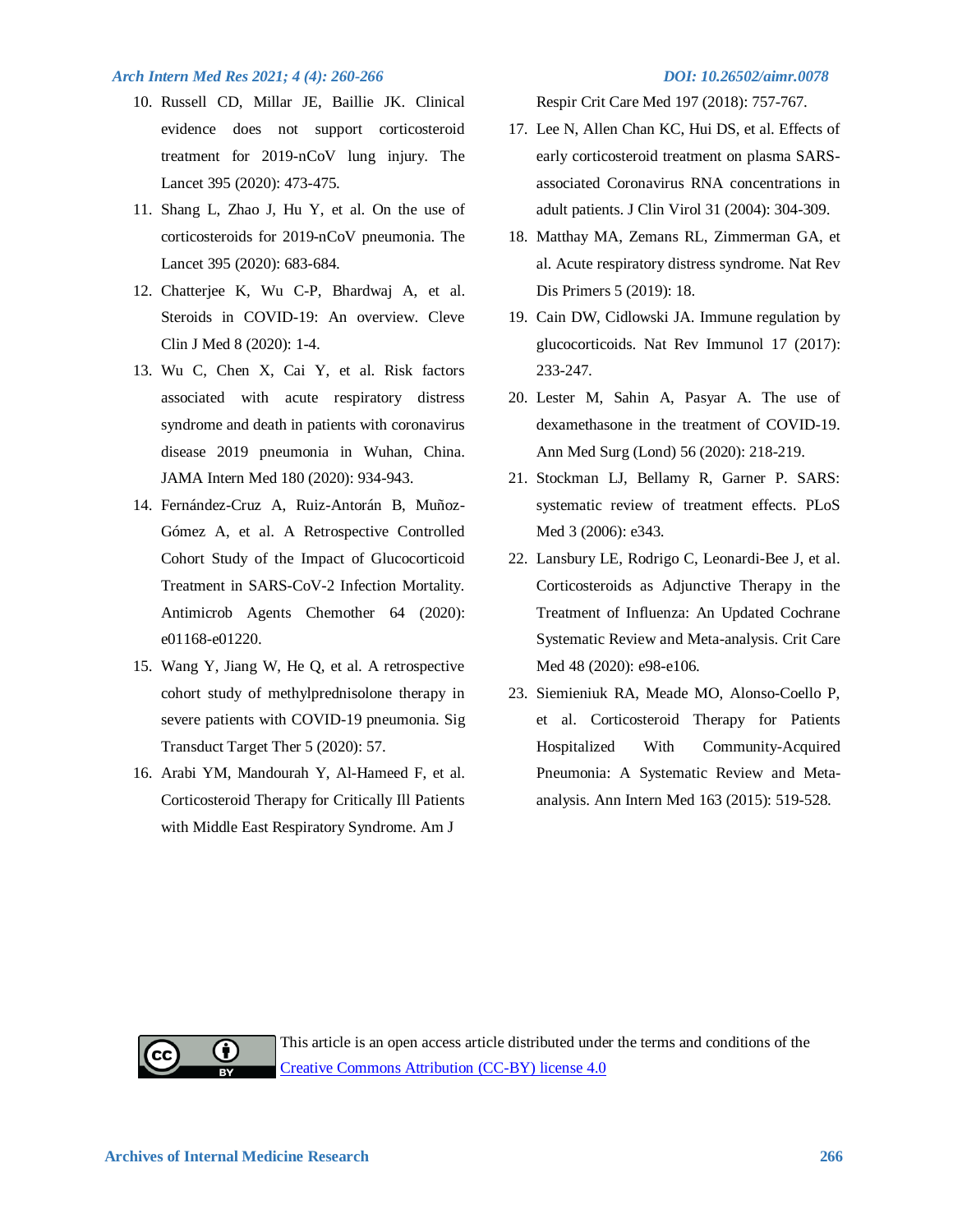10. Russell CD, Millar JE, Baillie JK. Clinical evidence does not support corticosteroid treatment for 2019-nCoV lung injury. The Lancet 395 (2020): 473-475.
11. Shang L, Zhao J, Hu Y, et al. On the use of corticosteroids for 2019-nCoV pneumonia. The Lancet 395 (2020): 683-684.
12. Chatterjee K, Wu C-P, Bhardwaj A, et al. Steroids in COVID-19: An overview. Cleve Clin J Med 8 (2020): 1-4.
13. Wu C, Chen X, Cai Y, et al. Risk factors associated with acute respiratory distress syndrome and death in patients with coronavirus disease 2019 pneumonia in Wuhan, China. JAMA Intern Med 180 (2020): 934-943.
14. Fernández-Cruz A, Ruiz-Antorán B, Muñoz-Gómez A, et al. A Retrospective Controlled Cohort Study of the Impact of Glucocorticoid Treatment in SARS-CoV-2 Infection Mortality. Antimicrob Agents Chemother 64 (2020): e01168-e01220.
15. Wang Y, Jiang W, He Q, et al. A retrospective cohort study of methylprednisolone therapy in severe patients with COVID-19 pneumonia. Sig Transduct Target Ther 5 (2020): 57.
16. Arabi YM, Mandourah Y, Al-Hameed F, et al. Corticosteroid Therapy for Critically Ill Patients with Middle East Respiratory Syndrome. Am J Respir Crit Care Med 197 (2018): 757-767.
17. Lee N, Allen Chan KC, Hui DS, et al. Effects of early corticosteroid treatment on plasma SARS-associated Coronavirus RNA concentrations in adult patients. J Clin Virol 31 (2004): 304-309.
18. Matthay MA, Zemans RL, Zimmerman GA, et al. Acute respiratory distress syndrome. Nat Rev Dis Primers 5 (2019): 18.
19. Cain DW, Cidlowski JA. Immune regulation by glucocorticoids. Nat Rev Immunol 17 (2017): 233-247.
20. Lester M, Sahin A, Pasyar A. The use of dexamethasone in the treatment of COVID-19. Ann Med Surg (Lond) 56 (2020): 218-219.
21. Stockman LJ, Bellamy R, Garner P. SARS: systematic review of treatment effects. PLoS Med 3 (2006): e343.
22. Lansbury LE, Rodrigo C, Leonardi-Bee J, et al. Corticosteroids as Adjunctive Therapy in the Treatment of Influenza: An Updated Cochrane Systematic Review and Meta-analysis. Crit Care Med 48 (2020): e98-e106.
23. Siemieniuk RA, Meade MO, Alonso-Coello P, et al. Corticosteroid Therapy for Patients Hospitalized With Community-Acquired Pneumonia: A Systematic Review and Meta-analysis. Ann Intern Med 163 (2015): 519-528.

This article is an open access article distributed under the terms and conditions of the [Creative Commons Attribution (CC-BY) license 4.0]